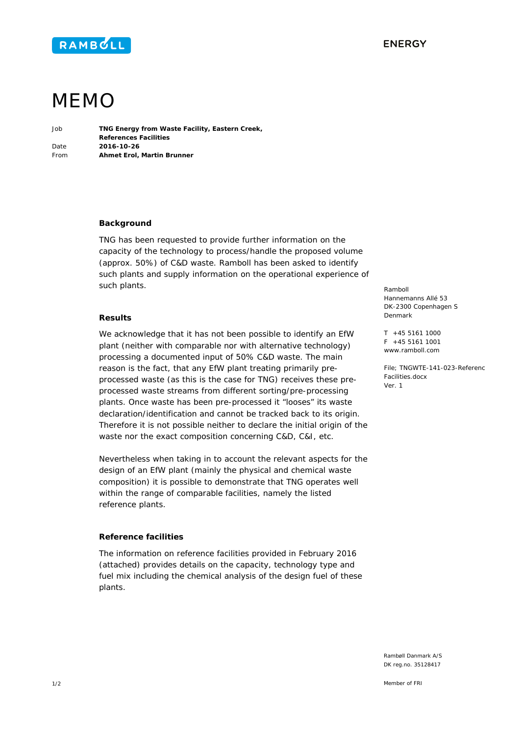# MEMO

| | |
|---|---|
| Job | **TNG Energy from Waste Facility, Eastern Creek, References Facilities** |
| Date | **2016-10-26** |
| From | **Ahmet Erol, Martin Brunner** |

Ramboll
Hannemanns Allé 53
DK-2300 Copenhagen S
Denmark

T +45 5161 1000
F +45 5161 1001
www.ramboll.com

File; TNGWTE-141-023-Referenc Facilities.docx
Ver. 1

**Background**

TNG has been requested to provide further information on the capacity of the technology to process/handle the proposed volume (approx. 50%) of C&D waste. Ramboll has been asked to identify such plants and supply information on the operational experience of such plants.

**Results**

We acknowledge that it has not been possible to identify an EfW plant (neither with comparable nor with alternative technology) processing a documented input of 50% C&D waste. The main reason is the fact, that any EfW plant treating primarily pre-processed waste (as this is the case for TNG) receives these pre-processed waste streams from different sorting/pre-processing plants. Once waste has been pre-processed it "looses" its waste declaration/identification and cannot be tracked back to its origin. Therefore it is not possible neither to declare the initial origin of the waste nor the exact composition concerning C&D, C&I, etc.

Nevertheless when taking in to account the relevant aspects for the design of an EfW plant (mainly the physical and chemical waste composition) it is possible to demonstrate that TNG operates well within the range of comparable facilities, namely the listed reference plants.

**Reference facilities**

The information on reference facilities provided in February 2016 (attached) provides details on the capacity, technology type and fuel mix including the chemical analysis of the design fuel of these plants.

Rambøll Danmark A/S
DK reg.no. 35128417

Member of FRI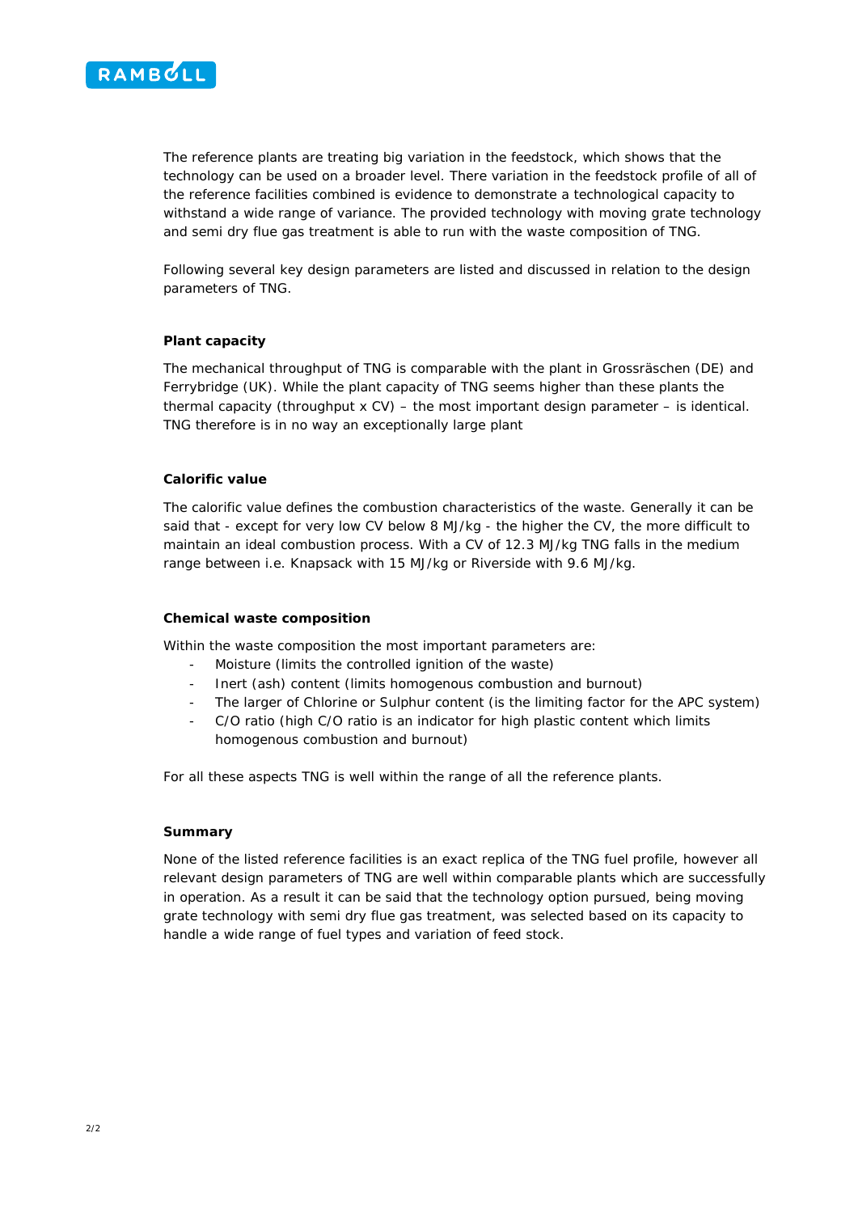The reference plants are treating big variation in the feedstock, which shows that the technology can be used on a broader level. There variation in the feedstock profile of all of the reference facilities combined is evidence to demonstrate a technological capacity to withstand a wide range of variance. The provided technology with moving grate technology and semi dry flue gas treatment is able to run with the waste composition of TNG.

Following several key design parameters are listed and discussed in relation to the design parameters of TNG.

**Plant capacity**

The mechanical throughput of TNG is comparable with the plant in Grossräschen (DE) and Ferrybridge (UK). While the plant capacity of TNG seems higher than these plants the thermal capacity (throughput x CV) – the most important design parameter – is identical. TNG therefore is in no way an exceptionally large plant

**Calorific value**

The calorific value defines the combustion characteristics of the waste. Generally it can be said that - except for very low CV below 8 MJ/kg - the higher the CV, the more difficult to maintain an ideal combustion process. With a CV of 12.3 MJ/kg TNG falls in the medium range between i.e. Knapsack with 15 MJ/kg or Riverside with 9.6 MJ/kg.

**Chemical waste composition**

Within the waste composition the most important parameters are:

- Moisture (limits the controlled ignition of the waste)
- Inert (ash) content (limits homogenous combustion and burnout)
- The larger of Chlorine or Sulphur content (is the limiting factor for the APC system)
- C/O ratio (high C/O ratio is an indicator for high plastic content which limits homogenous combustion and burnout)

For all these aspects TNG is well within the range of all the reference plants.

**Summary**

None of the listed reference facilities is an exact replica of the TNG fuel profile, however all relevant design parameters of TNG are well within comparable plants which are successfully in operation. As a result it can be said that the technology option pursued, being moving grate technology with semi dry flue gas treatment, was selected based on its capacity to handle a wide range of fuel types and variation of feed stock.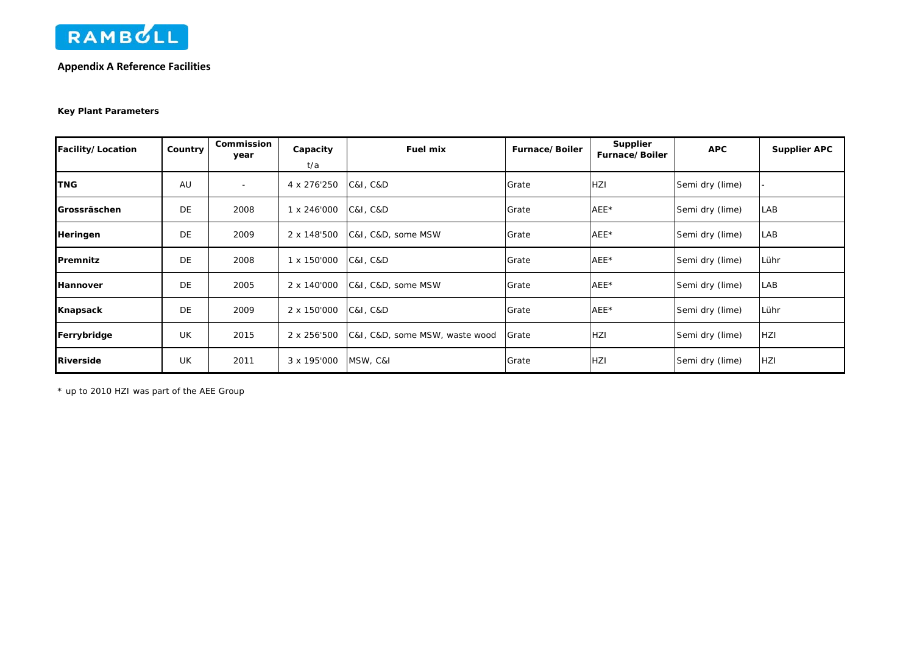## Appendix A Reference Facilities

**Key Plant Parameters**

| Facility/ Location | Country | Commission year | Capacity t/a | Fuel mix | Furnace/ Boiler | Supplier Furnace/ Boiler | APC | Supplier APC |
|---|---|---|---|---|---|---|---|---|
| **TNG** | AU | - | 4 x 276'250 | C&I, C&D | Grate | HZI | Semi dry (lime) | - |
| **Grossräschen** | DE | 2008 | 1 x 246'000 | C&I, C&D | Grate | AEE* | Semi dry (lime) | LAB |
| **Heringen** | DE | 2009 | 2 x 148'500 | C&I, C&D, some MSW | Grate | AEE* | Semi dry (lime) | LAB |
| **Premnitz** | DE | 2008 | 1 x 150'000 | C&I, C&D | Grate | AEE* | Semi dry (lime) | Lühr |
| **Hannover** | DE | 2005 | 2 x 140'000 | C&I, C&D, some MSW | Grate | AEE* | Semi dry (lime) | LAB |
| **Knapsack** | DE | 2009 | 2 x 150'000 | C&I, C&D | Grate | AEE* | Semi dry (lime) | Lühr |
| **Ferrybridge** | UK | 2015 | 2 x 256'500 | C&I, C&D, some MSW, waste wood | Grate | HZI | Semi dry (lime) | HZI |
| **Riverside** | UK | 2011 | 3 x 195'000 | MSW, C&I | Grate | HZI | Semi dry (lime) | HZI |

* up to 2010 HZI was part of the AEE Group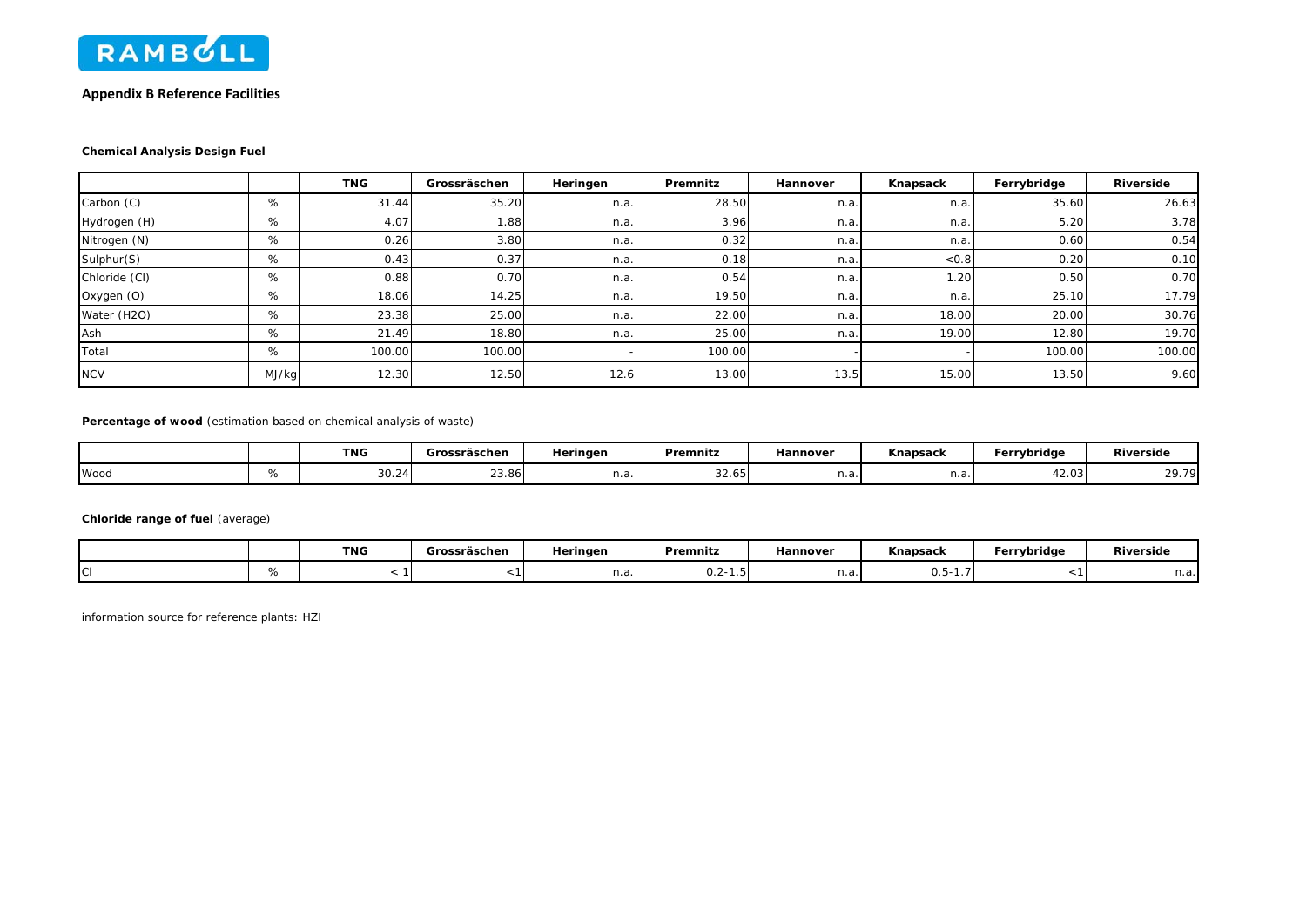## Appendix B Reference Facilities

**Chemical Analysis Design Fuel**

| | | TNG | Grossräschen | Heringen | Premnitz | Hannover | Knapsack | Ferrybridge | Riverside |
|---|---|---|---|---|---|---|---|---|---|
| Carbon (C) | % | 31.44 | 35.20 | n.a. | 28.50 | n.a. | n.a. | 35.60 | 26.63 |
| Hydrogen (H) | % | 4.07 | 1.88 | n.a. | 3.96 | n.a. | n.a. | 5.20 | 3.78 |
| Nitrogen (N) | % | 0.26 | 3.80 | n.a. | 0.32 | n.a. | n.a. | 0.60 | 0.54 |
| Sulphur(S) | % | 0.43 | 0.37 | n.a. | 0.18 | n.a. | <0.8 | 0.20 | 0.10 |
| Chloride (Cl) | % | 0.88 | 0.70 | n.a. | 0.54 | n.a. | 1.20 | 0.50 | 0.70 |
| Oxygen (O) | % | 18.06 | 14.25 | n.a. | 19.50 | n.a. | n.a. | 25.10 | 17.79 |
| Water (H2O) | % | 23.38 | 25.00 | n.a. | 22.00 | n.a. | 18.00 | 20.00 | 30.76 |
| Ash | % | 21.49 | 18.80 | n.a. | 25.00 | n.a. | 19.00 | 12.80 | 19.70 |
| Total | % | 100.00 | 100.00 | - | 100.00 | - | - | 100.00 | 100.00 |
| NCV | MJ/kg | 12.30 | 12.50 | 12.6 | 13.00 | 13.5 | 15.00 | 13.50 | 9.60 |

**Percentage of wood** (estimation based on chemical analysis of waste)

| | | TNG | Grossräschen | Heringen | Premnitz | Hannover | Knapsack | Ferrybridge | Riverside |
|---|---|---|---|---|---|---|---|---|---|
| Wood | % | 30.24 | 23.86 | n.a. | 32.65 | n.a. | n.a. | 42.03 | 29.79 |

**Chloride range of fuel** (average)

| | | TNG | Grossräschen | Heringen | Premnitz | Hannover | Knapsack | Ferrybridge | Riverside |
|---|---|---|---|---|---|---|---|---|---|
| Cl | % | < 1 | <1 | n.a. | 0.2-1.5 | n.a. | 0.5-1.7 | <1 | n.a. |

information source for reference plants: HZI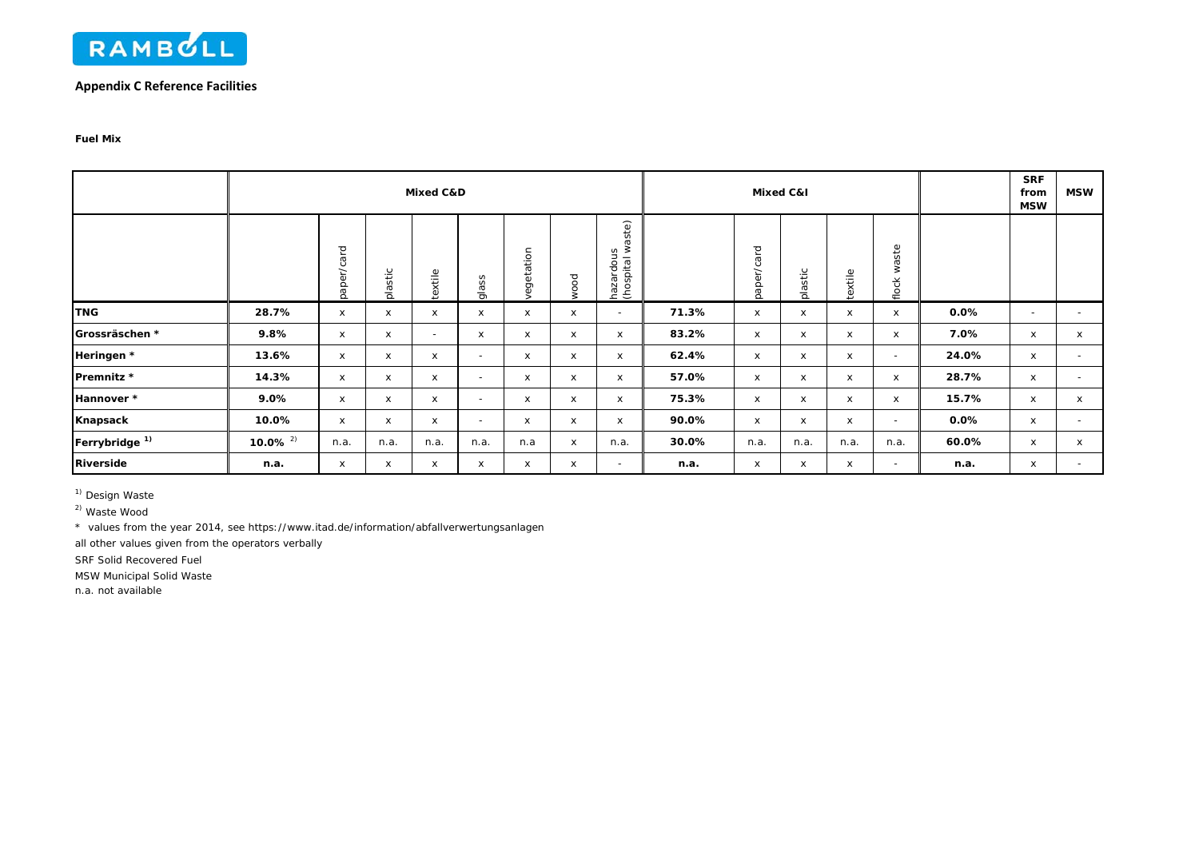**Appendix C Reference Facilities**

**Fuel Mix**

| | Mixed C&D | | | | | | | | Mixed C&I | | | | | | SRF from MSW | MSW |
|---|---|---|---|---|---|---|---|---|---|---|---|---|---|---|---|---|
| | | paper/card | plastic | textile | glass | vegetation | wood | hazardous (hospital waste) | | paper/card | plastic | textile | flock waste | | | |
| **TNG** | **28.7%** | x | x | x | x | x | x | - | **71.3%** | x | x | x | x | **0.0%** | - | - |
| **Grossräschen *** | **9.8%** | x | x | - | x | x | x | x | **83.2%** | x | x | x | x | **7.0%** | x | x |
| **Heringen *** | **13.6%** | x | x | x | - | x | x | x | **62.4%** | x | x | x | - | **24.0%** | x | - |
| **Premnitz *** | **14.3%** | x | x | x | - | x | x | x | **57.0%** | x | x | x | x | **28.7%** | x | - |
| **Hannover *** | **9.0%** | x | x | x | - | x | x | x | **75.3%** | x | x | x | x | **15.7%** | x | x |
| **Knapsack** | **10.0%** | x | x | x | - | x | x | x | **90.0%** | x | x | x | - | **0.0%** | x | - |
| **Ferrybridge [1)]** | **10.0%** [2)] | n.a. | n.a. | n.a. | n.a. | n.a | x | n.a. | **30.0%** | n.a. | n.a. | n.a. | n.a. | **60.0%** | x | x |
| **Riverside** | **n.a.** | x | x | x | x | x | x | - | **n.a.** | x | x | x | - | **n.a.** | x | - |

[1)] Design Waste

[2)] Waste Wood

\* values from the year 2014, see https://www.itad.de/information/abfallverwertungsanlagen

all other values given from the operators verbally

SRF Solid Recovered Fuel

MSW Municipal Solid Waste

n.a. not available